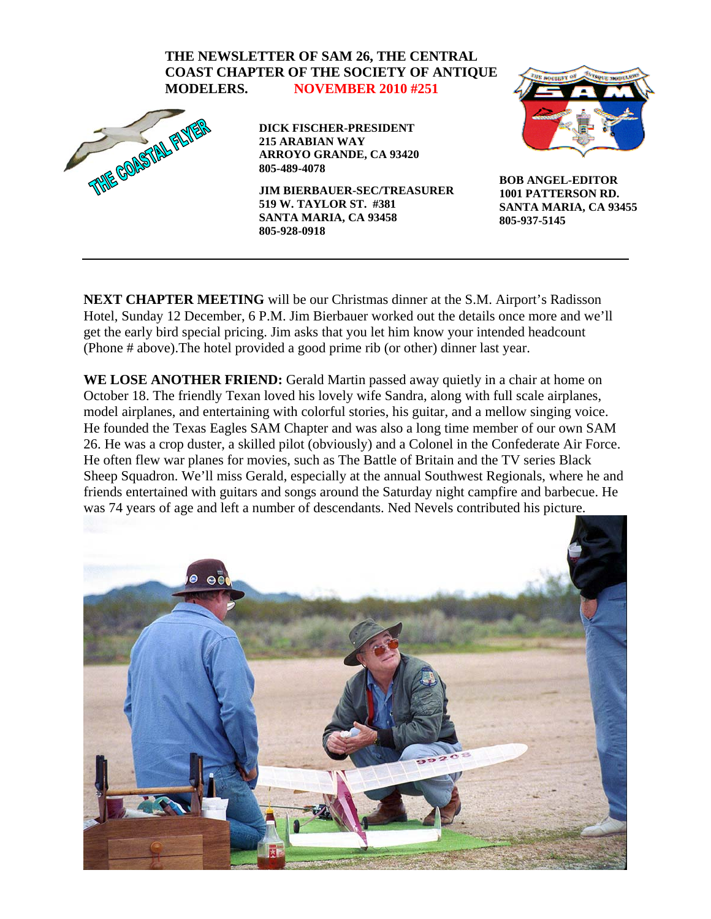**THE NEWSLETTER OF SAM 26, THE CENTRAL COAST CHAPTER OF THE SOCIETY OF ANTIQUE MODELERS. NOVEMBER 2010 #251**

THE COASTAL FLYER

**DICK FISCHER-PRESIDENT**
**215 ARABIAN WAY**
**ARROYO GRANDE, CA 93420**
**805-489-4078**

**JIM BIERBAUER-SEC/TREASURER**
**519 W. TAYLOR ST. #381**
**SANTA MARIA, CA 93458**
**805-928-0918**

**BOB ANGEL-EDITOR**
**1001 PATTERSON RD.**
**SANTA MARIA, CA 93455**
**805-937-5145**

---

**NEXT CHAPTER MEETING** will be our Christmas dinner at the S.M. Airport's Radisson Hotel, Sunday 12 December, 6 P.M. Jim Bierbauer worked out the details once more and we'll get the early bird special pricing. Jim asks that you let him know your intended headcount (Phone # above).The hotel provided a good prime rib (or other) dinner last year.

**WE LOSE ANOTHER FRIEND:** Gerald Martin passed away quietly in a chair at home on October 18. The friendly Texan loved his lovely wife Sandra, along with full scale airplanes, model airplanes, and entertaining with colorful stories, his guitar, and a mellow singing voice. He founded the Texas Eagles SAM Chapter and was also a long time member of our own SAM 26. He was a crop duster, a skilled pilot (obviously) and a Colonel in the Confederate Air Force. He often flew war planes for movies, such as The Battle of Britain and the TV series Black Sheep Squadron. We'll miss Gerald, especially at the annual Southwest Regionals, where he and friends entertained with guitars and songs around the Saturday night campfire and barbecue. He was 74 years of age and left a number of descendants. Ned Nevels contributed his picture.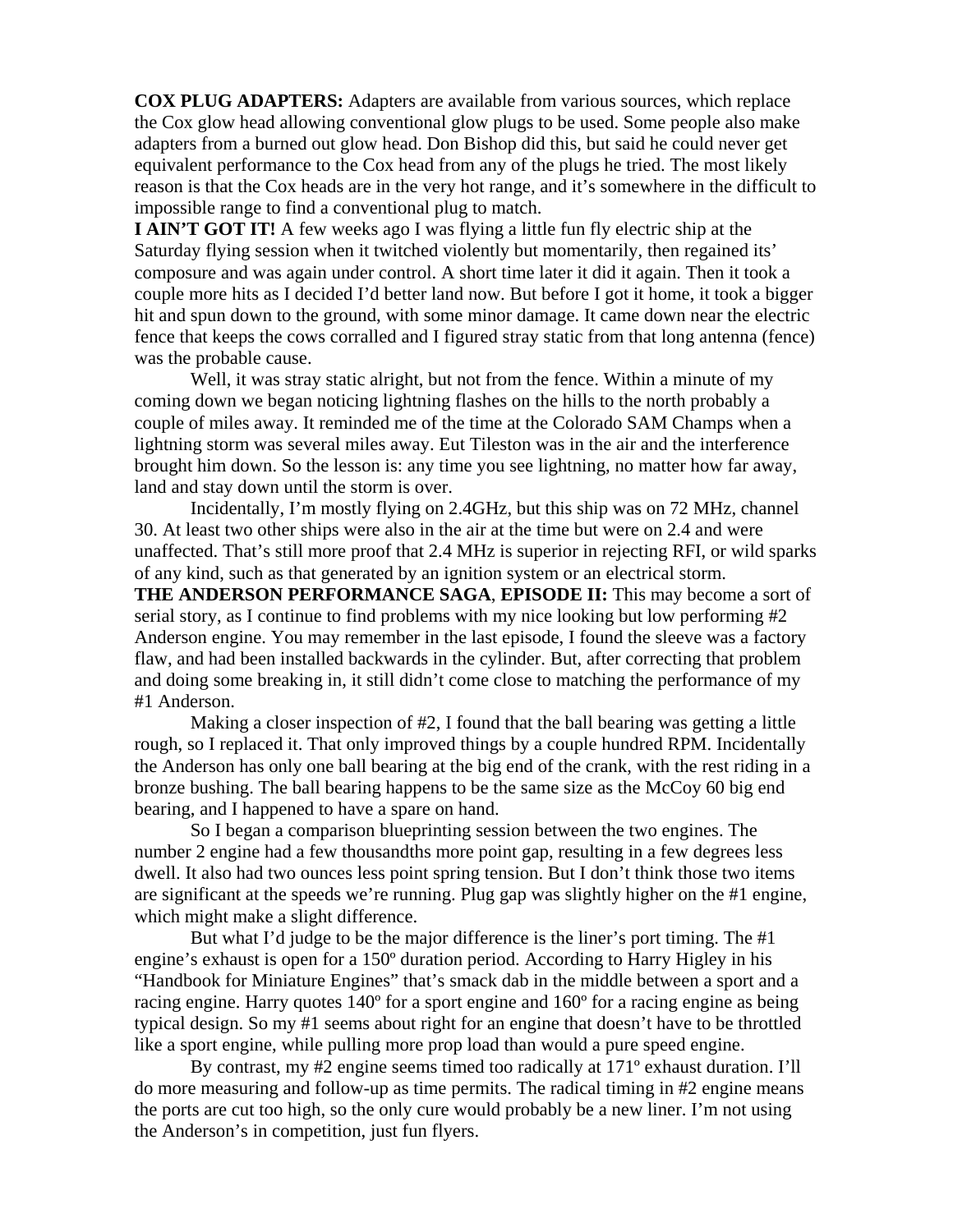**COX PLUG ADAPTERS:** Adapters are available from various sources, which replace the Cox glow head allowing conventional glow plugs to be used. Some people also make adapters from a burned out glow head. Don Bishop did this, but said he could never get equivalent performance to the Cox head from any of the plugs he tried. The most likely reason is that the Cox heads are in the very hot range, and it's somewhere in the difficult to impossible range to find a conventional plug to match.

**I AIN'T GOT IT!** A few weeks ago I was flying a little fun fly electric ship at the Saturday flying session when it twitched violently but momentarily, then regained its' composure and was again under control. A short time later it did it again. Then it took a couple more hits as I decided I'd better land now. But before I got it home, it took a bigger hit and spun down to the ground, with some minor damage. It came down near the electric fence that keeps the cows corralled and I figured stray static from that long antenna (fence) was the probable cause.

Well, it was stray static alright, but not from the fence. Within a minute of my coming down we began noticing lightning flashes on the hills to the north probably a couple of miles away. It reminded me of the time at the Colorado SAM Champs when a lightning storm was several miles away. Eut Tileston was in the air and the interference brought him down. So the lesson is: any time you see lightning, no matter how far away, land and stay down until the storm is over.

Incidentally, I'm mostly flying on 2.4GHz, but this ship was on 72 MHz, channel 30. At least two other ships were also in the air at the time but were on 2.4 and were unaffected. That's still more proof that 2.4 MHz is superior in rejecting RFI, or wild sparks of any kind, such as that generated by an ignition system or an electrical storm.

**THE ANDERSON PERFORMANCE SAGA**, **EPISODE II:** This may become a sort of serial story, as I continue to find problems with my nice looking but low performing #2 Anderson engine. You may remember in the last episode, I found the sleeve was a factory flaw, and had been installed backwards in the cylinder. But, after correcting that problem and doing some breaking in, it still didn't come close to matching the performance of my #1 Anderson.

Making a closer inspection of #2, I found that the ball bearing was getting a little rough, so I replaced it. That only improved things by a couple hundred RPM. Incidentally the Anderson has only one ball bearing at the big end of the crank, with the rest riding in a bronze bushing. The ball bearing happens to be the same size as the McCoy 60 big end bearing, and I happened to have a spare on hand.

So I began a comparison blueprinting session between the two engines. The number 2 engine had a few thousandths more point gap, resulting in a few degrees less dwell. It also had two ounces less point spring tension. But I don't think those two items are significant at the speeds we're running. Plug gap was slightly higher on the #1 engine, which might make a slight difference.

But what I'd judge to be the major difference is the liner's port timing. The #1 engine's exhaust is open for a 150º duration period. According to Harry Higley in his "Handbook for Miniature Engines" that's smack dab in the middle between a sport and a racing engine. Harry quotes 140º for a sport engine and 160º for a racing engine as being typical design. So my #1 seems about right for an engine that doesn't have to be throttled like a sport engine, while pulling more prop load than would a pure speed engine.

By contrast, my #2 engine seems timed too radically at 171º exhaust duration. I'll do more measuring and follow-up as time permits. The radical timing in #2 engine means the ports are cut too high, so the only cure would probably be a new liner. I'm not using the Anderson's in competition, just fun flyers.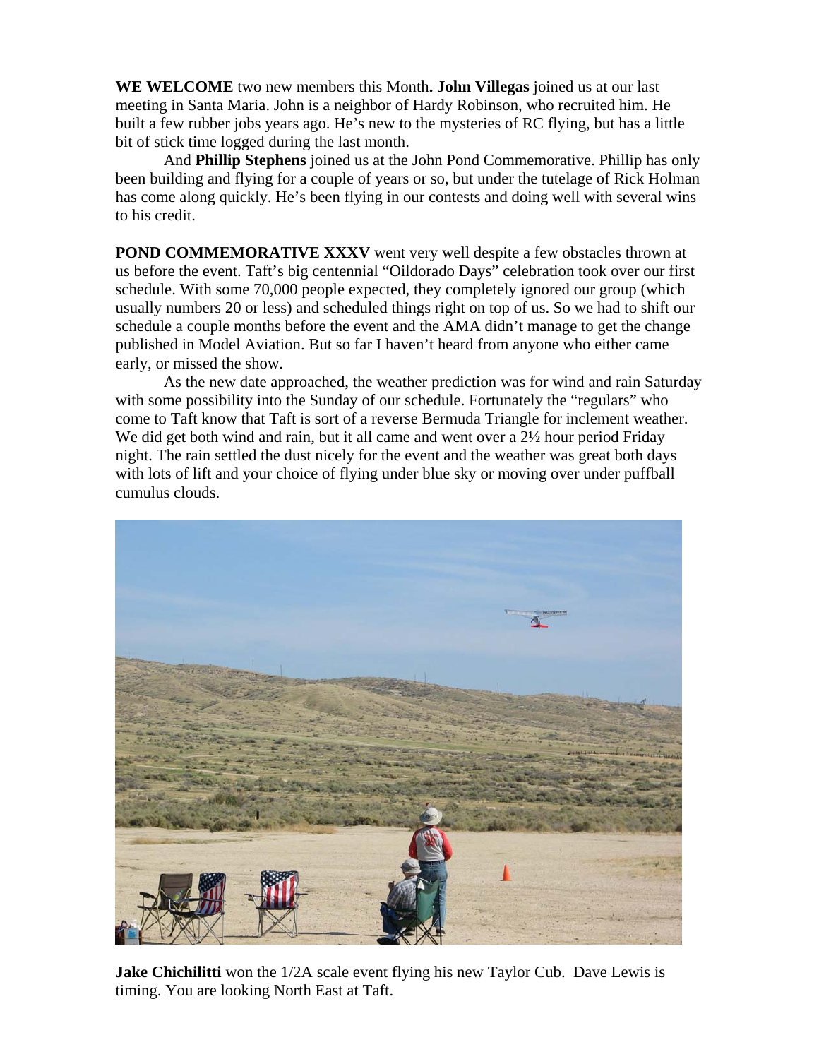**WE WELCOME** two new members this Month**. John Villegas** joined us at our last meeting in Santa Maria. John is a neighbor of Hardy Robinson, who recruited him. He built a few rubber jobs years ago. He's new to the mysteries of RC flying, but has a little bit of stick time logged during the last month.

And **Phillip Stephens** joined us at the John Pond Commemorative. Phillip has only been building and flying for a couple of years or so, but under the tutelage of Rick Holman has come along quickly. He's been flying in our contests and doing well with several wins to his credit.

**POND COMMEMORATIVE XXXV** went very well despite a few obstacles thrown at us before the event. Taft's big centennial "Oildorado Days" celebration took over our first schedule. With some 70,000 people expected, they completely ignored our group (which usually numbers 20 or less) and scheduled things right on top of us. So we had to shift our schedule a couple months before the event and the AMA didn't manage to get the change published in Model Aviation. But so far I haven't heard from anyone who either came early, or missed the show.

As the new date approached, the weather prediction was for wind and rain Saturday with some possibility into the Sunday of our schedule. Fortunately the "regulars" who come to Taft know that Taft is sort of a reverse Bermuda Triangle for inclement weather. We did get both wind and rain, but it all came and went over a 2½ hour period Friday night. The rain settled the dust nicely for the event and the weather was great both days with lots of lift and your choice of flying under blue sky or moving over under puffball cumulus clouds.

**Jake Chichilitti** won the 1/2A scale event flying his new Taylor Cub. Dave Lewis is timing. You are looking North East at Taft.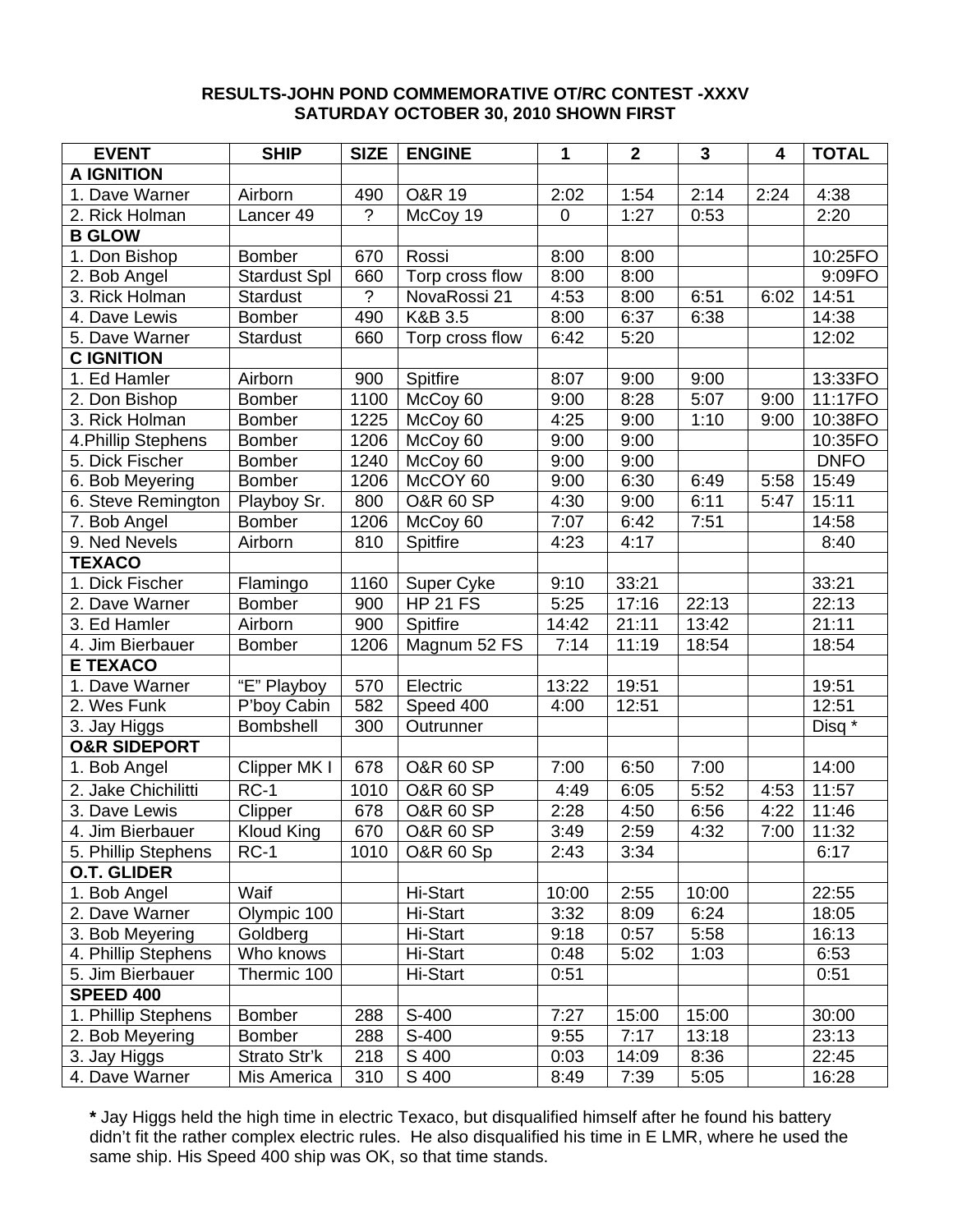**RESULTS-JOHN POND COMMEMORATIVE OT/RC CONTEST -XXXV**
**SATURDAY OCTOBER 30, 2010 SHOWN FIRST**

| EVENT | SHIP | SIZE | ENGINE | 1 | 2 | 3 | 4 | TOTAL |
|---|---|---|---|---|---|---|---|---|
| **A IGNITION** | | | | | | | | |
| 1. Dave Warner | Airborn | 490 | O&R 19 | 2:02 | 1:54 | 2:14 | 2:24 | 4:38 |
| 2. Rick Holman | Lancer 49 | ? | McCoy 19 | 0 | 1:27 | 0:53 | | 2:20 |
| **B GLOW** | | | | | | | | |
| 1. Don Bishop | Bomber | 670 | Rossi | 8:00 | 8:00 | | | 10:25FO |
| 2. Bob Angel | Stardust Spl | 660 | Torp cross flow | 8:00 | 8:00 | | | 9:09FO |
| 3. Rick Holman | Stardust | ? | NovaRossi 21 | 4:53 | 8:00 | 6:51 | 6:02 | 14:51 |
| 4. Dave Lewis | Bomber | 490 | K&B 3.5 | 8:00 | 6:37 | 6:38 | | 14:38 |
| 5. Dave Warner | Stardust | 660 | Torp cross flow | 6:42 | 5:20 | | | 12:02 |
| **C IGNITION** | | | | | | | | |
| 1. Ed Hamler | Airborn | 900 | Spitfire | 8:07 | 9:00 | 9:00 | | 13:33FO |
| 2. Don Bishop | Bomber | 1100 | McCoy 60 | 9:00 | 8:28 | 5:07 | 9:00 | 11:17FO |
| 3. Rick Holman | Bomber | 1225 | McCoy 60 | 4:25 | 9:00 | 1:10 | 9:00 | 10:38FO |
| 4.Phillip Stephens | Bomber | 1206 | McCoy 60 | 9:00 | 9:00 | | | 10:35FO |
| 5. Dick Fischer | Bomber | 1240 | McCoy 60 | 9:00 | 9:00 | | | DNFO |
| 6. Bob Meyering | Bomber | 1206 | McCOY 60 | 9:00 | 6:30 | 6:49 | 5:58 | 15:49 |
| 6. Steve Remington | Playboy Sr. | 800 | O&R 60 SP | 4:30 | 9:00 | 6:11 | 5:47 | 15:11 |
| 7. Bob Angel | Bomber | 1206 | McCoy 60 | 7:07 | 6:42 | 7:51 | | 14:58 |
| 9. Ned Nevels | Airborn | 810 | Spitfire | 4:23 | 4:17 | | | 8:40 |
| **TEXACO** | | | | | | | | |
| 1. Dick Fischer | Flamingo | 1160 | Super Cyke | 9:10 | 33:21 | | | 33:21 |
| 2. Dave Warner | Bomber | 900 | HP 21 FS | 5:25 | 17:16 | 22:13 | | 22:13 |
| 3. Ed Hamler | Airborn | 900 | Spitfire | 14:42 | 21:11 | 13:42 | | 21:11 |
| 4. Jim Bierbauer | Bomber | 1206 | Magnum 52 FS | 7:14 | 11:19 | 18:54 | | 18:54 |
| **E TEXACO** | | | | | | | | |
| 1. Dave Warner | "E" Playboy | 570 | Electric | 13:22 | 19:51 | | | 19:51 |
| 2. Wes Funk | P'boy Cabin | 582 | Speed 400 | 4:00 | 12:51 | | | 12:51 |
| 3. Jay Higgs | Bombshell | 300 | Outrunner | | | | | Disq * |
| **O&R SIDEPORT** | | | | | | | | |
| 1. Bob Angel | Clipper MK I | 678 | O&R 60 SP | 7:00 | 6:50 | 7:00 | | 14:00 |
| 2. Jake Chichilitti | RC-1 | 1010 | O&R 60 SP | 4:49 | 6:05 | 5:52 | 4:53 | 11:57 |
| 3. Dave Lewis | Clipper | 678 | O&R 60 SP | 2:28 | 4:50 | 6:56 | 4:22 | 11:46 |
| 4. Jim Bierbauer | Kloud King | 670 | O&R 60 SP | 3:49 | 2:59 | 4:32 | 7:00 | 11:32 |
| 5. Phillip Stephens | RC-1 | 1010 | O&R 60 Sp | 2:43 | 3:34 | | | 6:17 |
| **O.T. GLIDER** | | | | | | | | |
| 1. Bob Angel | Waif | | Hi-Start | 10:00 | 2:55 | 10:00 | | 22:55 |
| 2. Dave Warner | Olympic 100 | | Hi-Start | 3:32 | 8:09 | 6:24 | | 18:05 |
| 3. Bob Meyering | Goldberg | | Hi-Start | 9:18 | 0:57 | 5:58 | | 16:13 |
| 4. Phillip Stephens | Who knows | | Hi-Start | 0:48 | 5:02 | 1:03 | | 6:53 |
| 5. Jim Bierbauer | Thermic 100 | | Hi-Start | 0:51 | | | | 0:51 |
| **SPEED 400** | | | | | | | | |
| 1. Phillip Stephens | Bomber | 288 | S-400 | 7:27 | 15:00 | 15:00 | | 30:00 |
| 2. Bob Meyering | Bomber | 288 | S-400 | 9:55 | 7:17 | 13:18 | | 23:13 |
| 3. Jay Higgs | Strato Str'k | 218 | S 400 | 0:03 | 14:09 | 8:36 | | 22:45 |
| 4. Dave Warner | Mis America | 310 | S 400 | 8:49 | 7:39 | 5:05 | | 16:28 |

**\*** Jay Higgs held the high time in electric Texaco, but disqualified himself after he found his battery didn't fit the rather complex electric rules. He also disqualified his time in E LMR, where he used the same ship. His Speed 400 ship was OK, so that time stands.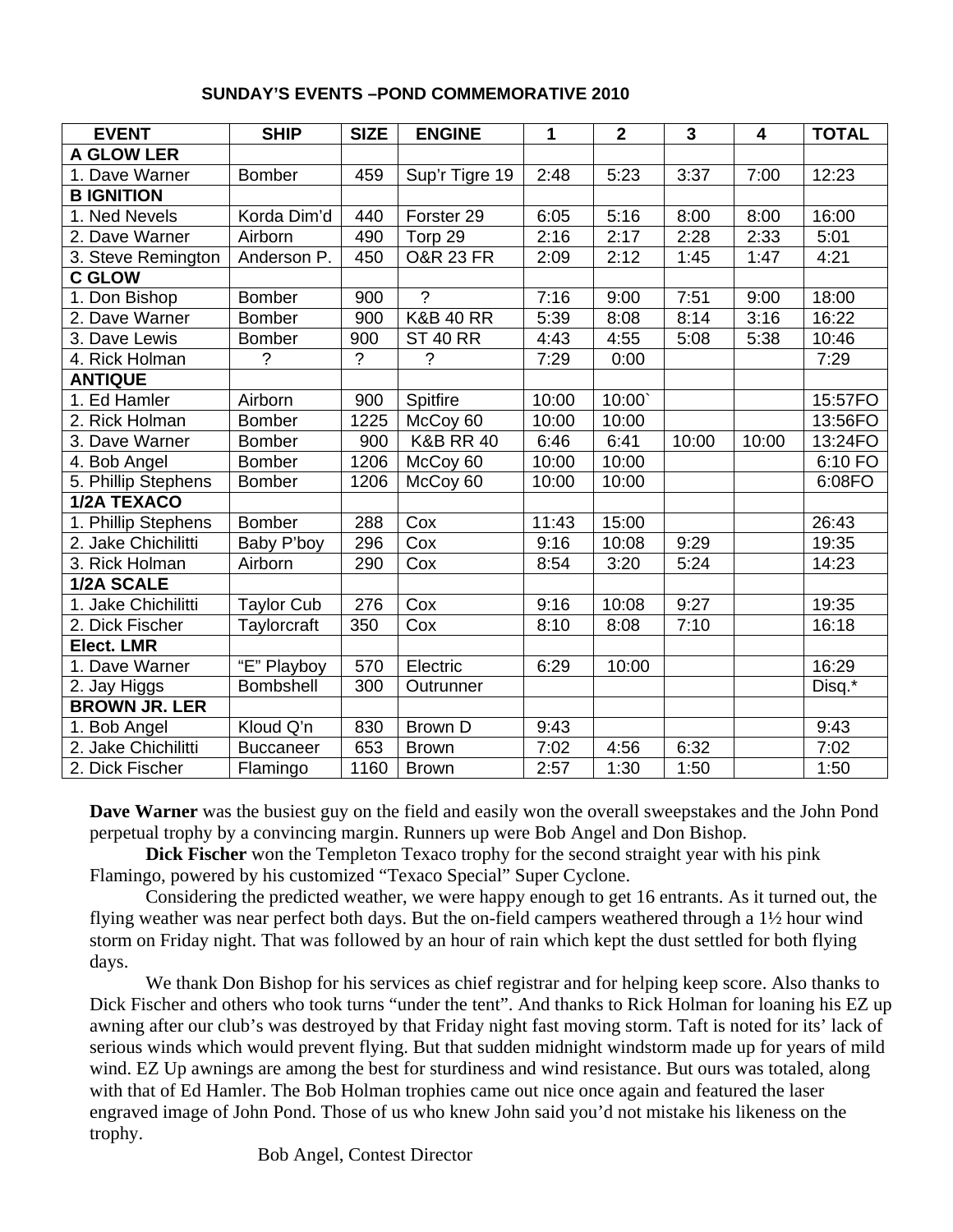## SUNDAY'S EVENTS –POND COMMEMORATIVE 2010

| EVENT | SHIP | SIZE | ENGINE | 1 | 2 | 3 | 4 | TOTAL |
|---|---|---|---|---|---|---|---|---|
| **A GLOW LER** | | | | | | | | |
| 1. Dave Warner | Bomber | 459 | Sup'r Tigre 19 | 2:48 | 5:23 | 3:37 | 7:00 | 12:23 |
| **B IGNITION** | | | | | | | | |
| 1. Ned Nevels | Korda Dim'd | 440 | Forster 29 | 6:05 | 5:16 | 8:00 | 8:00 | 16:00 |
| 2. Dave Warner | Airborn | 490 | Torp 29 | 2:16 | 2:17 | 2:28 | 2:33 | 5:01 |
| 3. Steve Remington | Anderson P. | 450 | O&R 23 FR | 2:09 | 2:12 | 1:45 | 1:47 | 4:21 |
| **C GLOW** | | | | | | | | |
| 1. Don Bishop | Bomber | 900 | ? | 7:16 | 9:00 | 7:51 | 9:00 | 18:00 |
| 2. Dave Warner | Bomber | 900 | K&B 40 RR | 5:39 | 8:08 | 8:14 | 3:16 | 16:22 |
| 3. Dave Lewis | Bomber | 900 | ST 40 RR | 4:43 | 4:55 | 5:08 | 5:38 | 10:46 |
| 4. Rick Holman | ? | ? | ? | 7:29 | 0:00 | | | 7:29 |
| **ANTIQUE** | | | | | | | | |
| 1. Ed Hamler | Airborn | 900 | Spitfire | 10:00 | 10:00` | | | 15:57FO |
| 2. Rick Holman | Bomber | 1225 | McCoy 60 | 10:00 | 10:00 | | | 13:56FO |
| 3. Dave Warner | Bomber | 900 | K&B RR 40 | 6:46 | 6:41 | 10:00 | 10:00 | 13:24FO |
| 4. Bob Angel | Bomber | 1206 | McCoy 60 | 10:00 | 10:00 | | | 6:10 FO |
| 5. Phillip Stephens | Bomber | 1206 | McCoy 60 | 10:00 | 10:00 | | | 6:08FO |
| **1/2A TEXACO** | | | | | | | | |
| 1. Phillip Stephens | Bomber | 288 | Cox | 11:43 | 15:00 | | | 26:43 |
| 2. Jake Chichilitti | Baby P'boy | 296 | Cox | 9:16 | 10:08 | 9:29 | | 19:35 |
| 3. Rick Holman | Airborn | 290 | Cox | 8:54 | 3:20 | 5:24 | | 14:23 |
| **1/2A SCALE** | | | | | | | | |
| 1. Jake Chichilitti | Taylor Cub | 276 | Cox | 9:16 | 10:08 | 9:27 | | 19:35 |
| 2. Dick Fischer | Taylorcraft | 350 | Cox | 8:10 | 8:08 | 7:10 | | 16:18 |
| **Elect. LMR** | | | | | | | | |
| 1. Dave Warner | "E" Playboy | 570 | Electric | 6:29 | 10:00 | | | 16:29 |
| 2. Jay Higgs | Bombshell | 300 | Outrunner | | | | | Disq.* |
| **BROWN JR. LER** | | | | | | | | |
| 1. Bob Angel | Kloud Q'n | 830 | Brown D | 9:43 | | | | 9:43 |
| 2. Jake Chichilitti | Buccaneer | 653 | Brown | 7:02 | 4:56 | 6:32 | | 7:02 |
| 2. Dick Fischer | Flamingo | 1160 | Brown | 2:57 | 1:30 | 1:50 | | 1:50 |

**Dave Warner** was the busiest guy on the field and easily won the overall sweepstakes and the John Pond perpetual trophy by a convincing margin. Runners up were Bob Angel and Don Bishop.

**Dick Fischer** won the Templeton Texaco trophy for the second straight year with his pink Flamingo, powered by his customized "Texaco Special" Super Cyclone.

Considering the predicted weather, we were happy enough to get 16 entrants. As it turned out, the flying weather was near perfect both days. But the on-field campers weathered through a 1½ hour wind storm on Friday night. That was followed by an hour of rain which kept the dust settled for both flying days.

We thank Don Bishop for his services as chief registrar and for helping keep score. Also thanks to Dick Fischer and others who took turns "under the tent". And thanks to Rick Holman for loaning his EZ up awning after our club's was destroyed by that Friday night fast moving storm. Taft is noted for its' lack of serious winds which would prevent flying. But that sudden midnight windstorm made up for years of mild wind. EZ Up awnings are among the best for sturdiness and wind resistance. But ours was totaled, along with that of Ed Hamler. The Bob Holman trophies came out nice once again and featured the laser engraved image of John Pond. Those of us who knew John said you'd not mistake his likeness on the trophy.

Bob Angel, Contest Director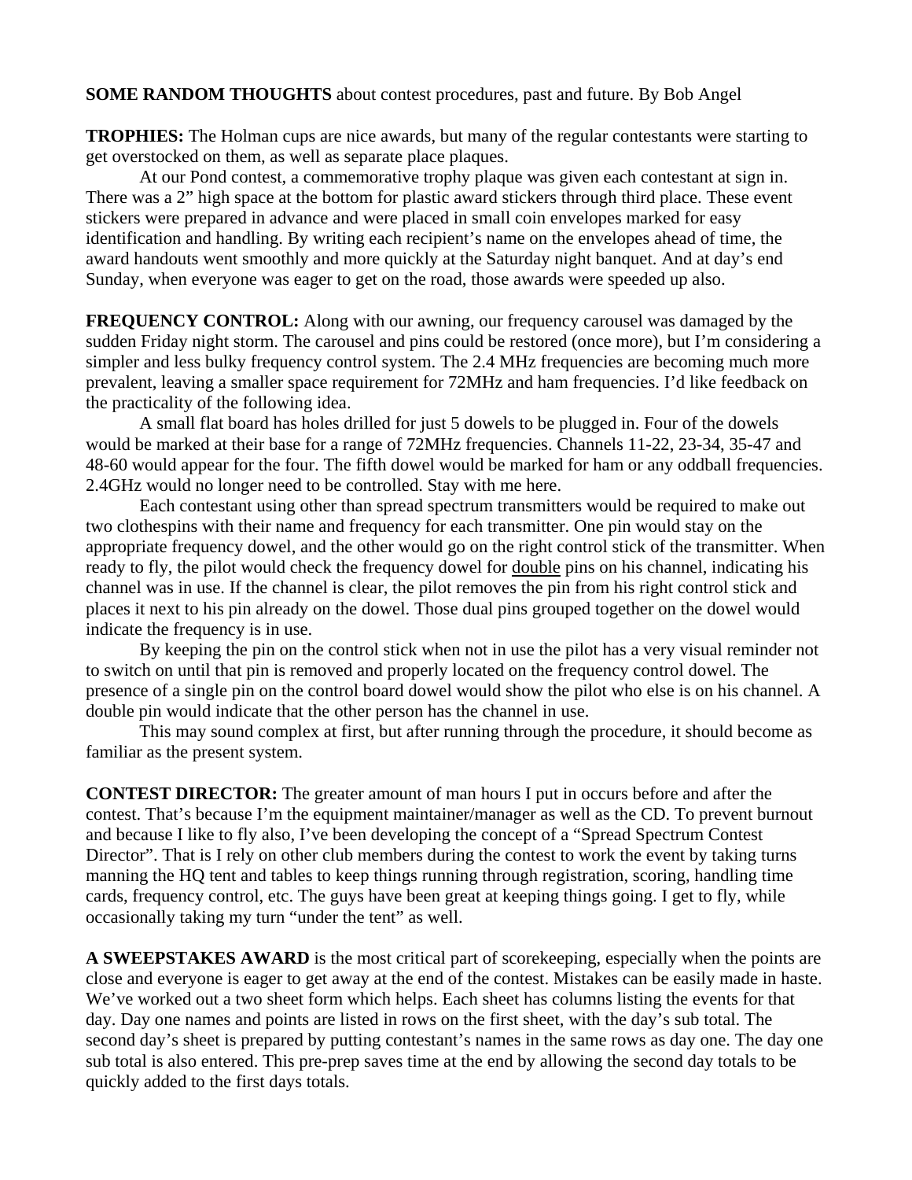**SOME RANDOM THOUGHTS** about contest procedures, past and future. By Bob Angel

**TROPHIES:** The Holman cups are nice awards, but many of the regular contestants were starting to get overstocked on them, as well as separate place plaques.

At our Pond contest, a commemorative trophy plaque was given each contestant at sign in. There was a 2" high space at the bottom for plastic award stickers through third place. These event stickers were prepared in advance and were placed in small coin envelopes marked for easy identification and handling. By writing each recipient's name on the envelopes ahead of time, the award handouts went smoothly and more quickly at the Saturday night banquet. And at day's end Sunday, when everyone was eager to get on the road, those awards were speeded up also.

**FREQUENCY CONTROL:** Along with our awning, our frequency carousel was damaged by the sudden Friday night storm. The carousel and pins could be restored (once more), but I'm considering a simpler and less bulky frequency control system. The 2.4 MHz frequencies are becoming much more prevalent, leaving a smaller space requirement for 72MHz and ham frequencies. I'd like feedback on the practicality of the following idea.

A small flat board has holes drilled for just 5 dowels to be plugged in. Four of the dowels would be marked at their base for a range of 72MHz frequencies. Channels 11-22, 23-34, 35-47 and 48-60 would appear for the four. The fifth dowel would be marked for ham or any oddball frequencies. 2.4GHz would no longer need to be controlled. Stay with me here.

Each contestant using other than spread spectrum transmitters would be required to make out two clothespins with their name and frequency for each transmitter. One pin would stay on the appropriate frequency dowel, and the other would go on the right control stick of the transmitter. When ready to fly, the pilot would check the frequency dowel for <u>double</u> pins on his channel, indicating his channel was in use. If the channel is clear, the pilot removes the pin from his right control stick and places it next to his pin already on the dowel. Those dual pins grouped together on the dowel would indicate the frequency is in use.

By keeping the pin on the control stick when not in use the pilot has a very visual reminder not to switch on until that pin is removed and properly located on the frequency control dowel. The presence of a single pin on the control board dowel would show the pilot who else is on his channel. A double pin would indicate that the other person has the channel in use.

This may sound complex at first, but after running through the procedure, it should become as familiar as the present system.

**CONTEST DIRECTOR:** The greater amount of man hours I put in occurs before and after the contest. That's because I'm the equipment maintainer/manager as well as the CD. To prevent burnout and because I like to fly also, I've been developing the concept of a "Spread Spectrum Contest Director". That is I rely on other club members during the contest to work the event by taking turns manning the HQ tent and tables to keep things running through registration, scoring, handling time cards, frequency control, etc. The guys have been great at keeping things going. I get to fly, while occasionally taking my turn "under the tent" as well.

**A SWEEPSTAKES AWARD** is the most critical part of scorekeeping, especially when the points are close and everyone is eager to get away at the end of the contest. Mistakes can be easily made in haste. We've worked out a two sheet form which helps. Each sheet has columns listing the events for that day. Day one names and points are listed in rows on the first sheet, with the day's sub total. The second day's sheet is prepared by putting contestant's names in the same rows as day one. The day one sub total is also entered. This pre-prep saves time at the end by allowing the second day totals to be quickly added to the first days totals.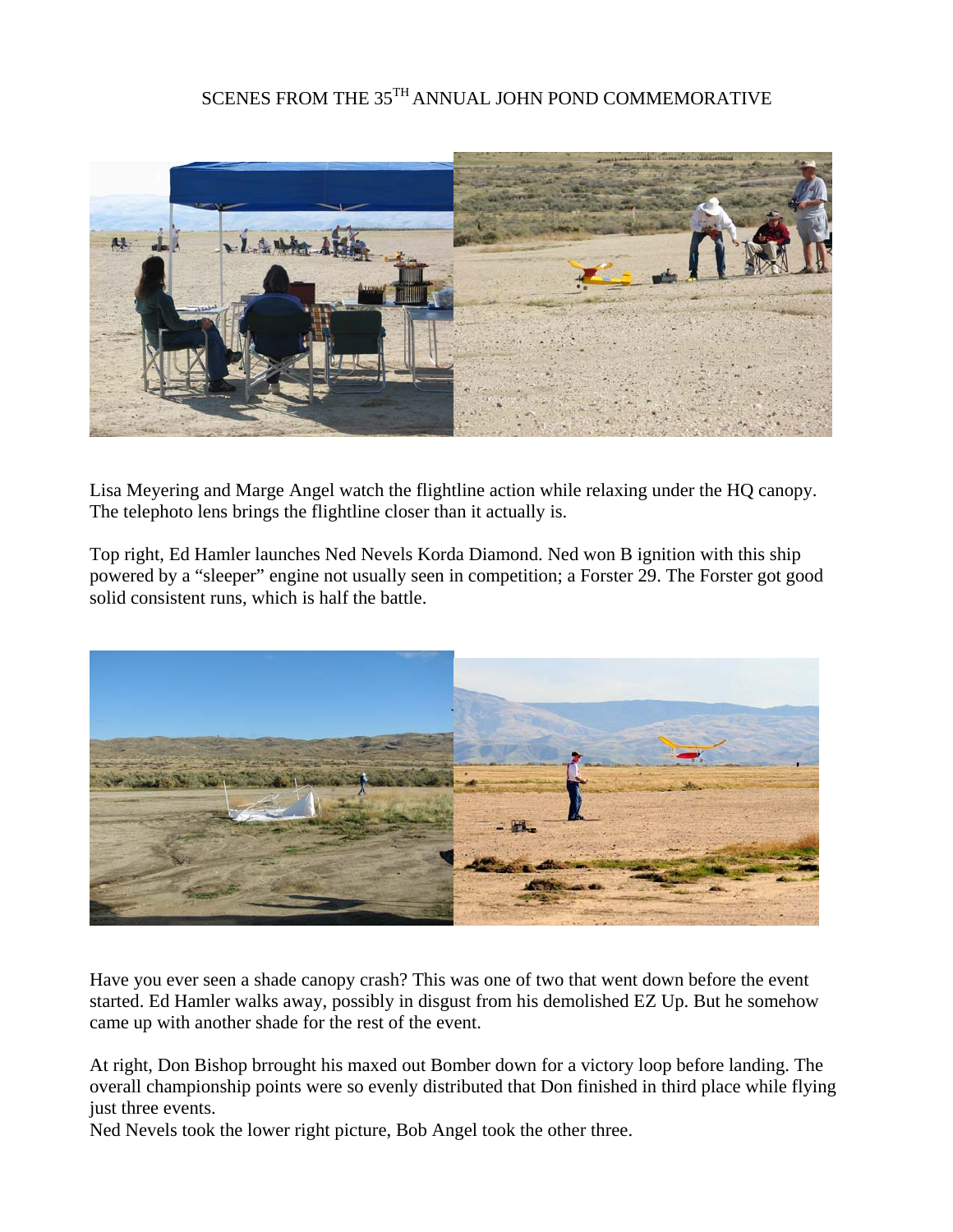# SCENES FROM THE 35TH ANNUAL JOHN POND COMMEMORATIVE

Lisa Meyering and Marge Angel watch the flightline action while relaxing under the HQ canopy. The telephoto lens brings the flightline closer than it actually is.

Top right, Ed Hamler launches Ned Nevels Korda Diamond. Ned won B ignition with this ship powered by a "sleeper" engine not usually seen in competition; a Forster 29. The Forster got good solid consistent runs, which is half the battle.

Have you ever seen a shade canopy crash? This was one of two that went down before the event started. Ed Hamler walks away, possibly in disgust from his demolished EZ Up. But he somehow came up with another shade for the rest of the event.

At right, Don Bishop brrought his maxed out Bomber down for a victory loop before landing. The overall championship points were so evenly distributed that Don finished in third place while flying just three events.

Ned Nevels took the lower right picture, Bob Angel took the other three.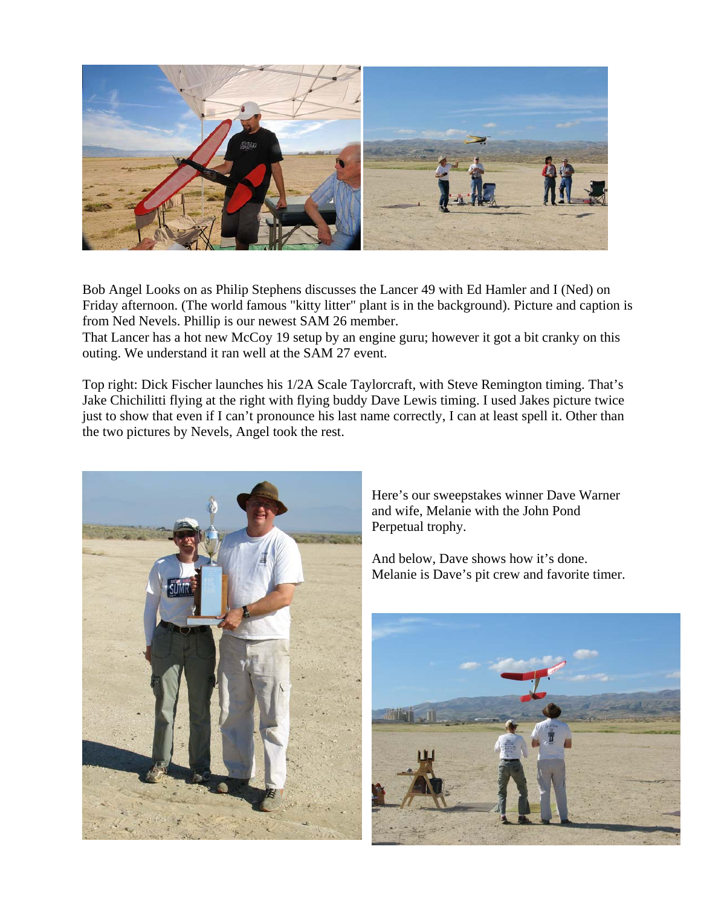Bob Angel Looks on as Philip Stephens discusses the Lancer 49 with Ed Hamler and I (Ned) on Friday afternoon. (The world famous "kitty litter" plant is in the background). Picture and caption is from Ned Nevels. Phillip is our newest SAM 26 member.
That Lancer has a hot new McCoy 19 setup by an engine guru; however it got a bit cranky on this outing. We understand it ran well at the SAM 27 event.

Top right: Dick Fischer launches his 1/2A Scale Taylorcraft, with Steve Remington timing. That's Jake Chichilitti flying at the right with flying buddy Dave Lewis timing. I used Jakes picture twice just to show that even if I can't pronounce his last name correctly, I can at least spell it. Other than the two pictures by Nevels, Angel took the rest.

Here's our sweepstakes winner Dave Warner and wife, Melanie with the John Pond Perpetual trophy.

And below, Dave shows how it's done. Melanie is Dave's pit crew and favorite timer.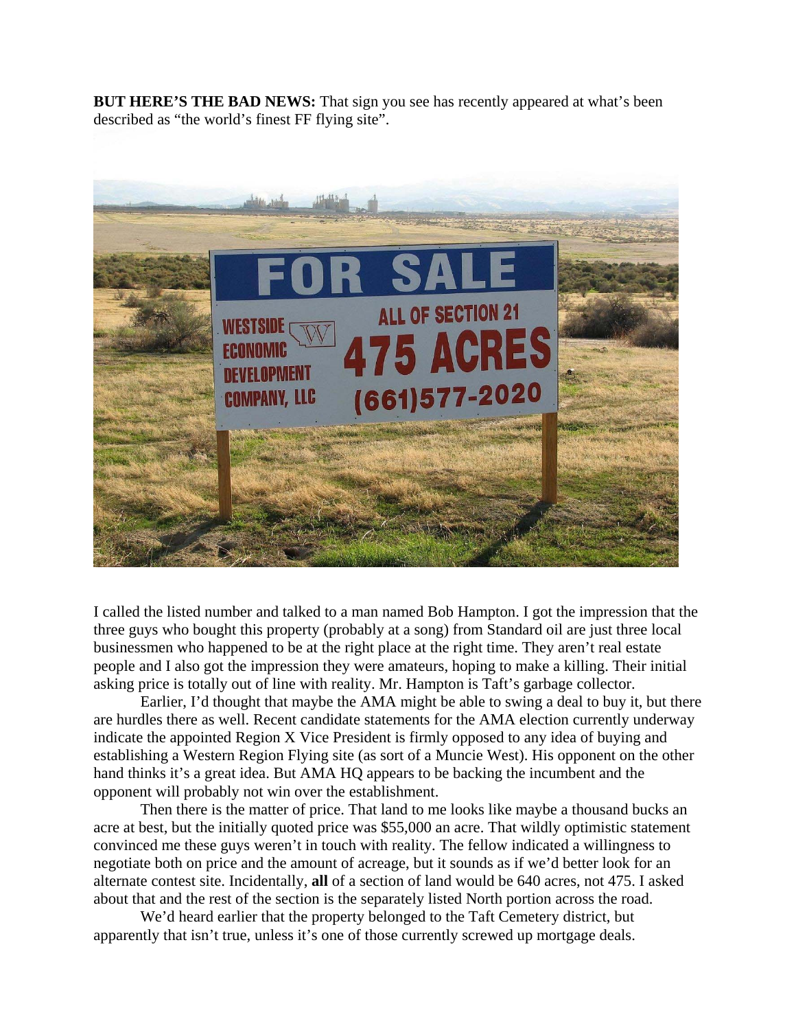**BUT HERE'S THE BAD NEWS:** That sign you see has recently appeared at what's been described as "the world's finest FF flying site".

I called the listed number and talked to a man named Bob Hampton. I got the impression that the three guys who bought this property (probably at a song) from Standard oil are just three local businessmen who happened to be at the right place at the right time. They aren't real estate people and I also got the impression they were amateurs, hoping to make a killing. Their initial asking price is totally out of line with reality. Mr. Hampton is Taft's garbage collector.

Earlier, I'd thought that maybe the AMA might be able to swing a deal to buy it, but there are hurdles there as well. Recent candidate statements for the AMA election currently underway indicate the appointed Region X Vice President is firmly opposed to any idea of buying and establishing a Western Region Flying site (as sort of a Muncie West). His opponent on the other hand thinks it's a great idea. But AMA HQ appears to be backing the incumbent and the opponent will probably not win over the establishment.

Then there is the matter of price. That land to me looks like maybe a thousand bucks an acre at best, but the initially quoted price was $55,000 an acre. That wildly optimistic statement convinced me these guys weren't in touch with reality. The fellow indicated a willingness to negotiate both on price and the amount of acreage, but it sounds as if we'd better look for an alternate contest site. Incidentally, **all** of a section of land would be 640 acres, not 475. I asked about that and the rest of the section is the separately listed North portion across the road.

We'd heard earlier that the property belonged to the Taft Cemetery district, but apparently that isn't true, unless it's one of those currently screwed up mortgage deals.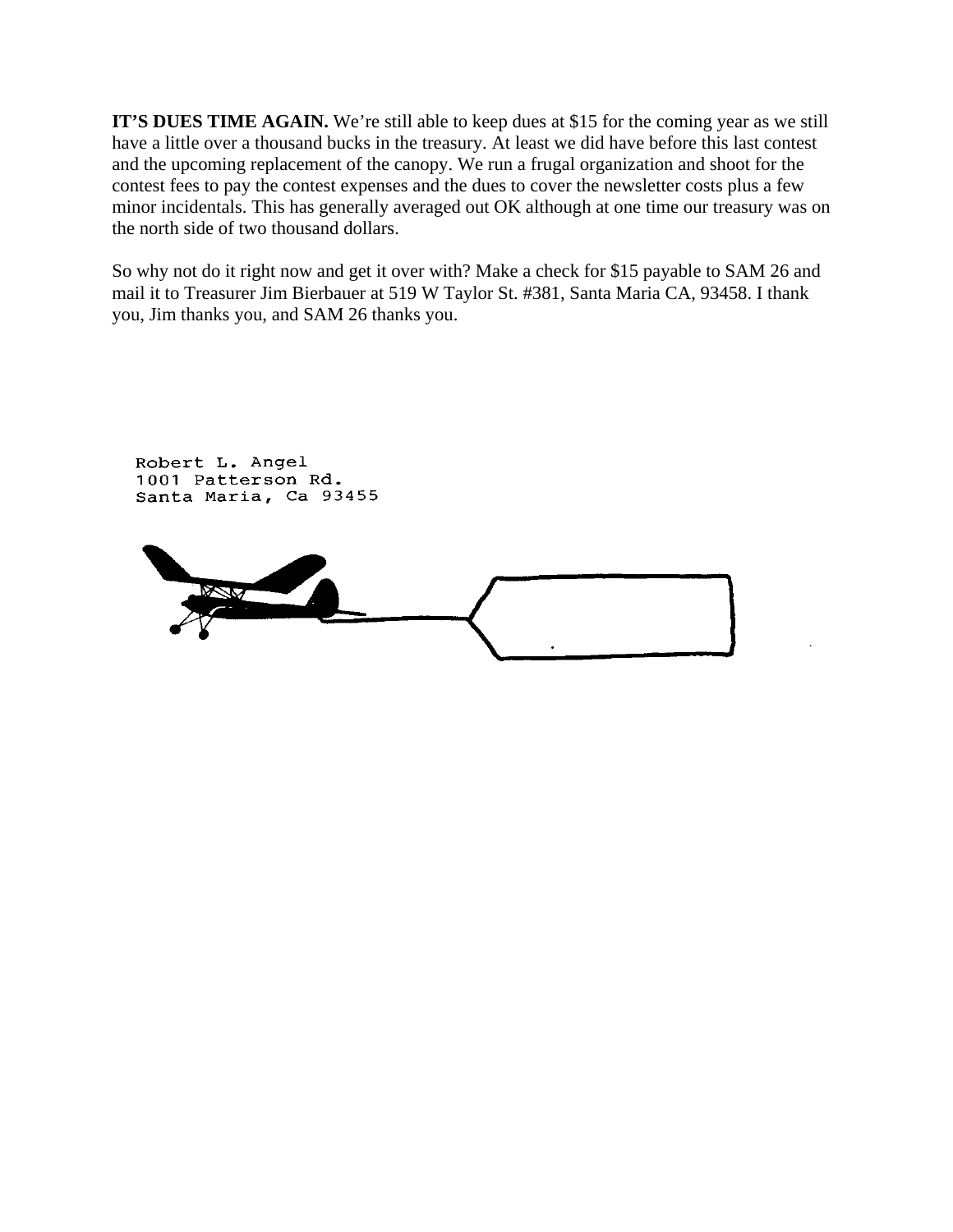**IT'S DUES TIME AGAIN.** We're still able to keep dues at $15 for the coming year as we still have a little over a thousand bucks in the treasury. At least we did have before this last contest and the upcoming replacement of the canopy. We run a frugal organization and shoot for the contest fees to pay the contest expenses and the dues to cover the newsletter costs plus a few minor incidentals. This has generally averaged out OK although at one time our treasury was on the north side of two thousand dollars.

So why not do it right now and get it over with? Make a check for $15 payable to SAM 26 and mail it to Treasurer Jim Bierbauer at 519 W Taylor St. #381, Santa Maria CA, 93458. I thank you, Jim thanks you, and SAM 26 thanks you.

Robert L. Angel
1001 Patterson Rd.
Santa Maria, Ca 93455